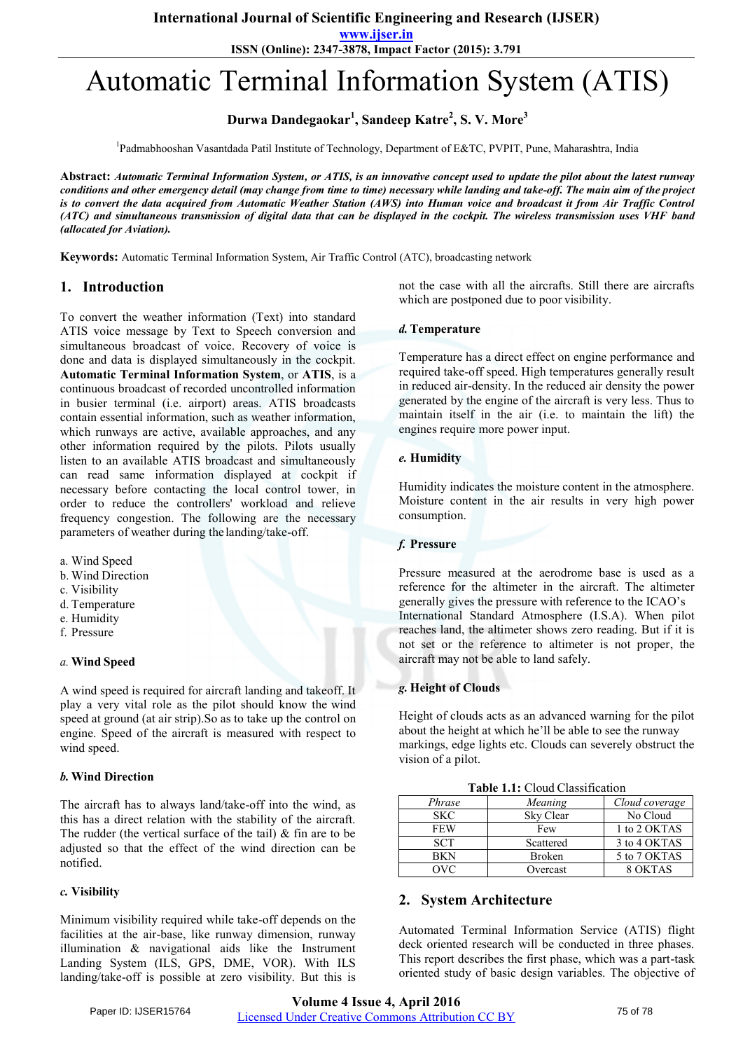# Automatic Terminal Information System (ATIS)

**Durwa Dandegaokar[1], Sandeep Katre[2], S. V. More[3]**

[1]Padmabhooshan Vasantdada Patil Institute of Technology, Department of E&TC, PVPIT, Pune, Maharashtra, India

**Abstract:** ***Automatic Terminal Information System, or ATIS, is an innovative concept used to update the pilot about the latest runway conditions and other emergency detail (may change from time to time) necessary while landing and take-off. The main aim of the project is to convert the data acquired from Automatic Weather Station (AWS) into Human voice and broadcast it from Air Traffic Control (ATC) and simultaneous transmission of digital data that can be displayed in the cockpit. The wireless transmission uses VHF band (allocated for Aviation).***

**Keywords:** Automatic Terminal Information System, Air Traffic Control (ATC), broadcasting network

## 1. Introduction

To convert the weather information (Text) into standard ATIS voice message by Text to Speech conversion and simultaneous broadcast of voice. Recovery of voice is done and data is displayed simultaneously in the cockpit. **Automatic Terminal Information System**, or **ATIS**, is a continuous broadcast of recorded uncontrolled information in busier terminal (i.e. airport) areas. ATIS broadcasts contain essential information, such as weather information, which runways are active, available approaches, and any other information required by the pilots. Pilots usually listen to an available ATIS broadcast and simultaneously can read same information displayed at cockpit if necessary before contacting the local control tower, in order to reduce the controllers' workload and relieve frequency congestion. The following are the necessary parameters of weather during the landing/take-off.

a. Wind Speed
b. Wind Direction
c. Visibility
d. Temperature
e. Humidity
f. Pressure

### *a.* Wind Speed

A wind speed is required for aircraft landing and takeoff. It play a very vital role as the pilot should know the wind speed at ground (at air strip).So as to take up the control on engine. Speed of the aircraft is measured with respect to wind speed.

### *b.* Wind Direction

The aircraft has to always land/take-off into the wind, as this has a direct relation with the stability of the aircraft. The rudder (the vertical surface of the tail) & fin are to be adjusted so that the effect of the wind direction can be notified.

### *c.* Visibility

Minimum visibility required while take-off depends on the facilities at the air-base, like runway dimension, runway illumination & navigational aids like the Instrument Landing System (ILS, GPS, DME, VOR). With ILS landing/take-off is possible at zero visibility. But this is not the case with all the aircrafts. Still there are aircrafts which are postponed due to poor visibility.

### *d.* Temperature

Temperature has a direct effect on engine performance and required take-off speed. High temperatures generally result in reduced air-density. In the reduced air density the power generated by the engine of the aircraft is very less. Thus to maintain itself in the air (i.e. to maintain the lift) the engines require more power input.

### *e.* Humidity

Humidity indicates the moisture content in the atmosphere. Moisture content in the air results in very high power consumption.

### *f.* Pressure

Pressure measured at the aerodrome base is used as a reference for the altimeter in the aircraft. The altimeter generally gives the pressure with reference to the ICAO's International Standard Atmosphere (I.S.A). When pilot reaches land, the altimeter shows zero reading. But if it is not set or the reference to altimeter is not proper, the aircraft may not be able to land safely.

### *g.* Height of Clouds

Height of clouds acts as an advanced warning for the pilot about the height at which he'll be able to see the runway markings, edge lights etc. Clouds can severely obstruct the vision of a pilot.

**Table 1.1:** Cloud Classification

| *Phrase* | *Meaning* | *Cloud coverage* |
|---|---|---|
| SKC | Sky Clear | No Cloud |
| FEW | Few | 1 to 2 OKTAS |
| SCT | Scattered | 3 to 4 OKTAS |
| BKN | Broken | 5 to 7 OKTAS |
| OVC | Overcast | 8 OKTAS |

## 2. System Architecture

Automated Terminal Information Service (ATIS) flight deck oriented research will be conducted in three phases. This report describes the first phase, which was a part-task oriented study of basic design variables. The objective of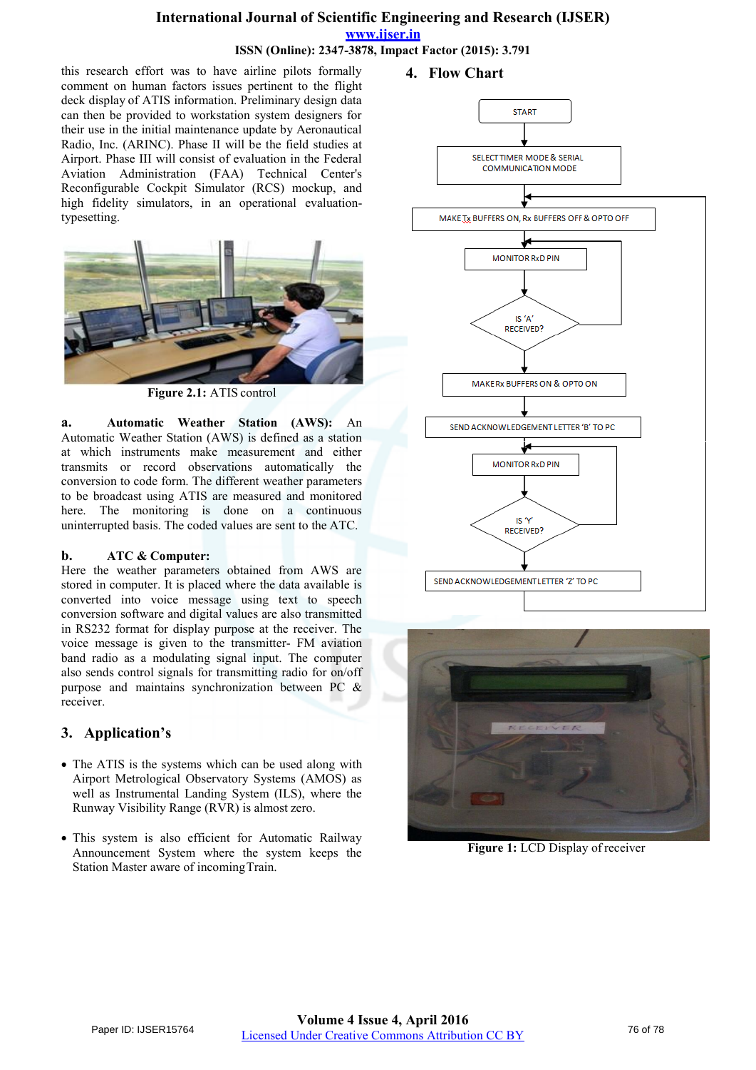this research effort was to have airline pilots formally comment on human factors issues pertinent to the flight deck display of ATIS information. Preliminary design data can then be provided to workstation system designers for their use in the initial maintenance update by Aeronautical Radio, Inc. (ARINC). Phase II will be the field studies at Airport. Phase III will consist of evaluation in the Federal Aviation Administration (FAA) Technical Center's Reconfigurable Cockpit Simulator (RCS) mockup, and high fidelity simulators, in an operational evaluation-typesetting.

**Figure 2.1:** ATIS control

**a. Automatic Weather Station (AWS):** An Automatic Weather Station (AWS) is defined as a station at which instruments make measurement and either transmits or record observations automatically the conversion to code form. The different weather parameters to be broadcast using ATIS are measured and monitored here. The monitoring is done on a continuous uninterrupted basis. The coded values are sent to the ATC.

**b. ATC & Computer:**
Here the weather parameters obtained from AWS are stored in computer. It is placed where the data available is converted into voice message using text to speech conversion software and digital values are also transmitted in RS232 format for display purpose at the receiver. The voice message is given to the transmitter- FM aviation band radio as a modulating signal input. The computer also sends control signals for transmitting radio for on/off purpose and maintains synchronization between PC & receiver.

## 3. Application's

- The ATIS is the systems which can be used along with Airport Metrological Observatory Systems (AMOS) as well as Instrumental Landing System (ILS), where the Runway Visibility Range (RVR) is almost zero.
- This system is also efficient for Automatic Railway Announcement System where the system keeps the Station Master aware of incoming Train.

## 4. Flow Chart

START → SELECT TIMER MODE & SERIAL COMMUNICATION MODE → MAKE Tx BUFFERS ON, Rx BUFFERS OFF & OPTO OFF → MONITOR RxD PIN → IS 'A' RECEIVED? (No: back to MONITOR RxD PIN) → MAKE Rx BUFFERS ON & OPTO ON → SEND ACKNOWLEDGEMENT LETTER 'B' TO PC → MONITOR RxD PIN → IS 'Y' RECEIVED? (No: back to MONITOR RxD PIN) → SEND ACKNOWLEDGEMENT LETTER 'Z' TO PC → (back to MAKE Tx BUFFERS ON, Rx BUFFERS OFF & OPTO OFF)

**Figure 1:** LCD Display of receiver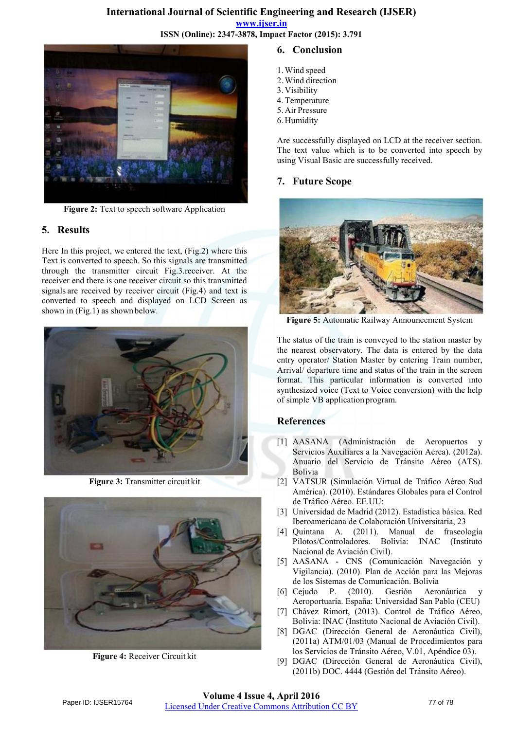Figure 2: Text to speech software Application

## 5. Results

Here In this project, we entered the text, (Fig.2) where this Text is converted to speech. So this signals are transmitted through the transmitter circuit Fig.3.receiver. At the receiver end there is one receiver circuit so this transmitted signals are received by receiver circuit (Fig.4) and text is converted to speech and displayed on LCD Screen as shown in (Fig.1) as shown below.

**Figure 3:** Transmitter circuit kit

**Figure 4:** Receiver Circuit kit

## 6. Conclusion

1. Wind speed
2. Wind direction
3. Visibility
4. Temperature
5. Air Pressure
6. Humidity

Are successfully displayed on LCD at the receiver section. The text value which is to be converted into speech by using Visual Basic are successfully received.

## 7. Future Scope

**Figure 5:** Automatic Railway Announcement System

The status of the train is conveyed to the station master by the nearest observatory. The data is entered by the data entry operator/ Station Master by entering Train number, Arrival/ departure time and status of the train in the screen format. This particular information is converted into synthesized voice (Text to Voice conversion) with the help of simple VB application program.

## References

[1] AASANA (Administración de Aeropuertos y Servicios Auxiliares a la Navegación Aérea). (2012a). Anuario del Servicio de Tránsito Aéreo (ATS). Bolivia

[2] VATSUR (Simulación Virtual de Tráfico Aéreo Sud América). (2010). Estándares Globales para el Control de Tráfico Aéreo. EE.UU:

[3] Universidad de Madrid (2012). Estadística básica. Red Iberoamericana de Colaboración Universitaria, 23

[4] Quintana A. (2011). Manual de fraseología Pilotos/Controladores. Bolivia: INAC (Instituto Nacional de Aviación Civil).

[5] AASANA - CNS (Comunicación Navegación y Vigilancia). (2010). Plan de Acción para las Mejoras de los Sistemas de Comunicación. Bolivia

[6] Cejudo P. (2010). Gestión Aeronáutica y Aeroportuaria. España: Universidad San Pablo (CEU)

[7] Chávez Rimort, (2013). Control de Tráfico Aéreo, Bolivia: INAC (Instituto Nacional de Aviación Civil).

[8] DGAC (Dirección General de Aeronáutica Civil), (2011a) ATM/01/03 (Manual de Procedimientos para los Servicios de Tránsito Aéreo, V.01, Apéndice 03).

[9] DGAC (Dirección General de Aeronáutica Civil), (2011b) DOC. 4444 (Gestión del Tránsito Aéreo).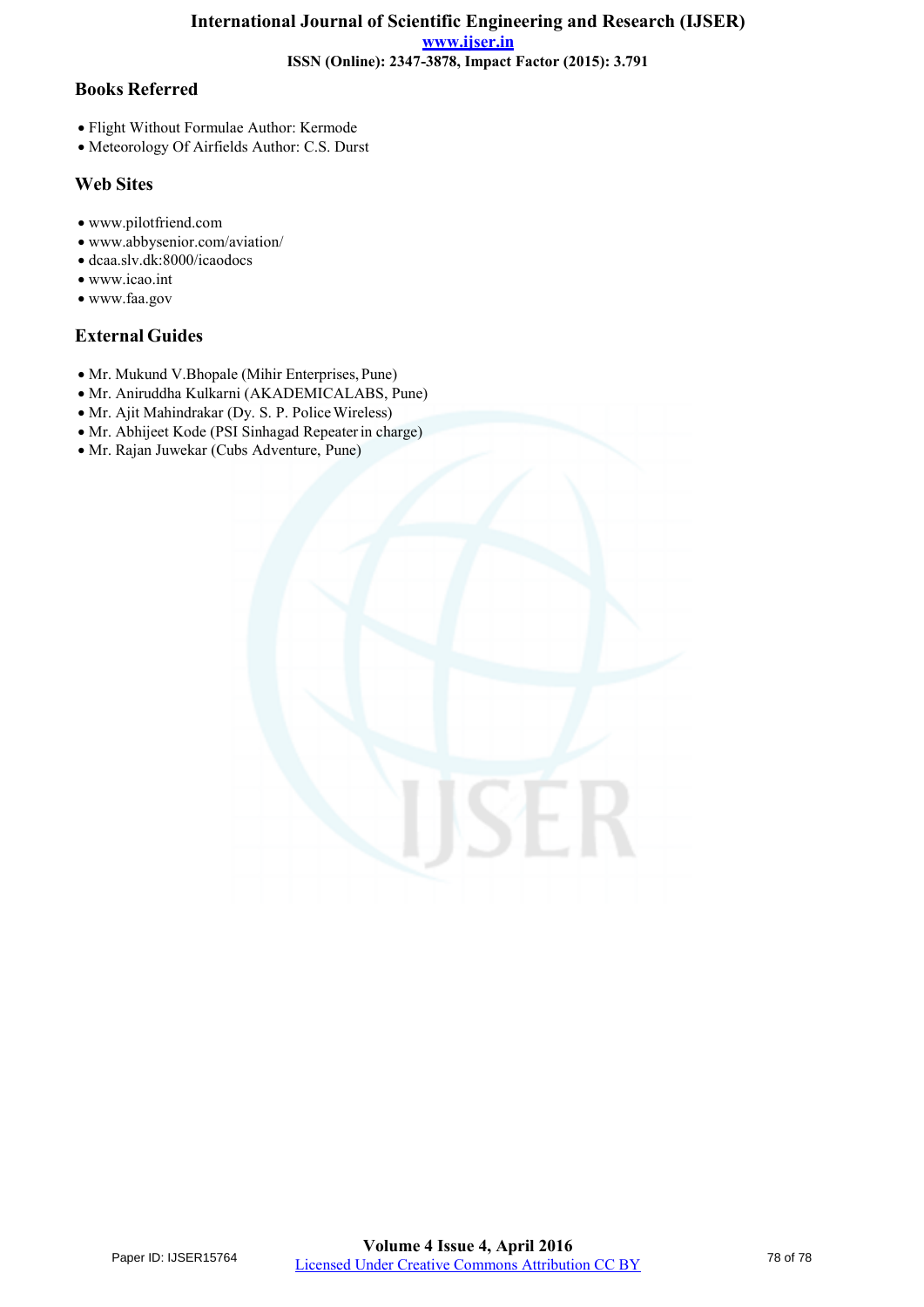## Books Referred

- Flight Without Formulae Author: Kermode
- Meteorology Of Airfields Author: C.S. Durst

## Web Sites

- www.pilotfriend.com
- www.abbysenior.com/aviation/
- dcaa.slv.dk:8000/icaodocs
- www.icao.int
- www.faa.gov

## External Guides

- Mr. Mukund V.Bhopale (Mihir Enterprises, Pune)
- Mr. Aniruddha Kulkarni (AKADEMICALABS, Pune)
- Mr. Ajit Mahindrakar (Dy. S. P. Police Wireless)
- Mr. Abhijeet Kode (PSI Sinhagad Repeater in charge)
- Mr. Rajan Juwekar (Cubs Adventure, Pune)